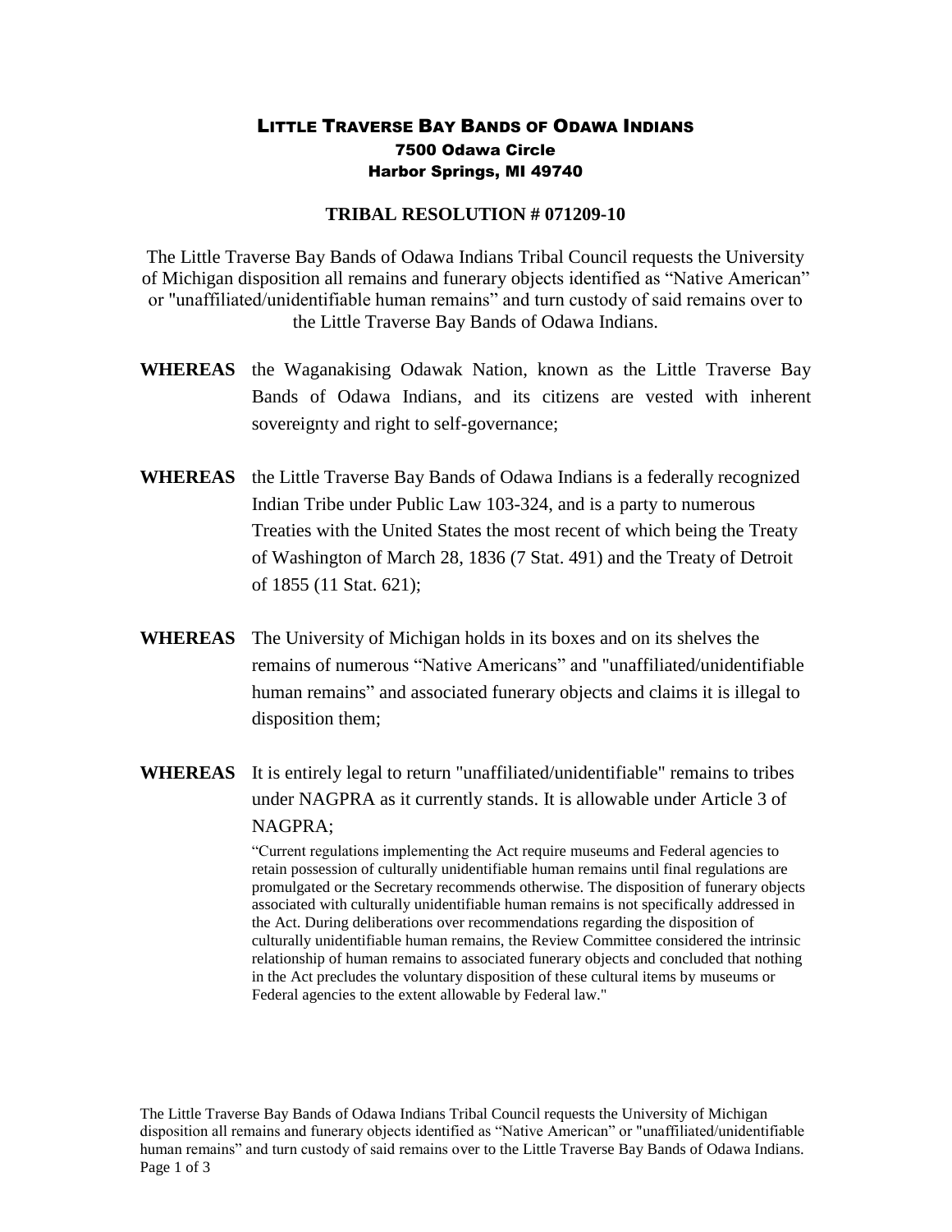# LITTLE TRAVERSE BAY BANDS OF ODAWA INDIANS

**7500 Odawa Circle**
**Harbor Springs, MI 49740**

## TRIBAL RESOLUTION # 071209-10

The Little Traverse Bay Bands of Odawa Indians Tribal Council requests the University of Michigan disposition all remains and funerary objects identified as "Native American" or "unaffiliated/unidentifiable human remains" and turn custody of said remains over to the Little Traverse Bay Bands of Odawa Indians.

**WHEREAS** the Waganakising Odawak Nation, known as the Little Traverse Bay Bands of Odawa Indians, and its citizens are vested with inherent sovereignty and right to self-governance;

**WHEREAS** the Little Traverse Bay Bands of Odawa Indians is a federally recognized Indian Tribe under Public Law 103-324, and is a party to numerous Treaties with the United States the most recent of which being the Treaty of Washington of March 28, 1836 (7 Stat. 491) and the Treaty of Detroit of 1855 (11 Stat. 621);

**WHEREAS** The University of Michigan holds in its boxes and on its shelves the remains of numerous "Native Americans" and "unaffiliated/unidentifiable human remains" and associated funerary objects and claims it is illegal to disposition them;

**WHEREAS** It is entirely legal to return "unaffiliated/unidentifiable" remains to tribes under NAGPRA as it currently stands. It is allowable under Article 3 of NAGPRA;

> "Current regulations implementing the Act require museums and Federal agencies to retain possession of culturally unidentifiable human remains until final regulations are promulgated or the Secretary recommends otherwise. The disposition of funerary objects associated with culturally unidentifiable human remains is not specifically addressed in the Act. During deliberations over recommendations regarding the disposition of culturally unidentifiable human remains, the Review Committee considered the intrinsic relationship of human remains to associated funerary objects and concluded that nothing in the Act precludes the voluntary disposition of these cultural items by museums or Federal agencies to the extent allowable by Federal law."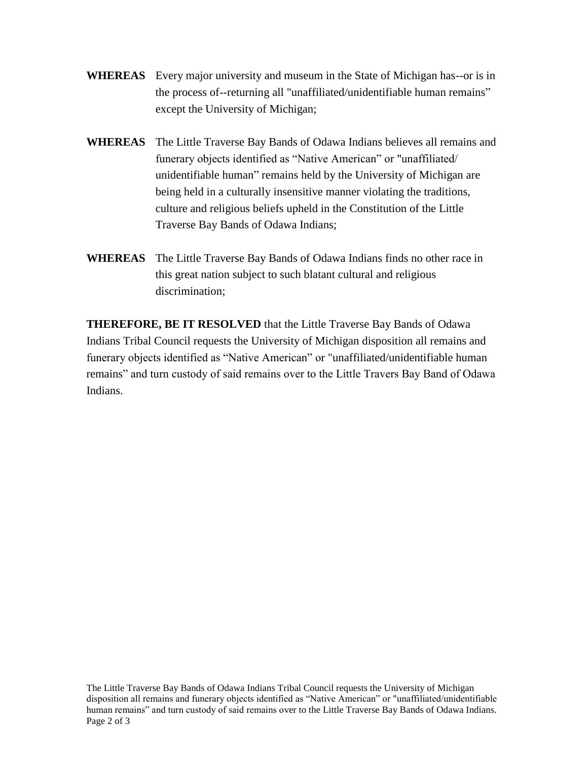**WHEREAS** Every major university and museum in the State of Michigan has--or is in the process of--returning all "unaffiliated/unidentifiable human remains" except the University of Michigan;

**WHEREAS** The Little Traverse Bay Bands of Odawa Indians believes all remains and funerary objects identified as "Native American" or "unaffiliated/ unidentifiable human" remains held by the University of Michigan are being held in a culturally insensitive manner violating the traditions, culture and religious beliefs upheld in the Constitution of the Little Traverse Bay Bands of Odawa Indians;

**WHEREAS** The Little Traverse Bay Bands of Odawa Indians finds no other race in this great nation subject to such blatant cultural and religious discrimination;

**THEREFORE, BE IT RESOLVED** that the Little Traverse Bay Bands of Odawa Indians Tribal Council requests the University of Michigan disposition all remains and funerary objects identified as "Native American" or "unaffiliated/unidentifiable human remains" and turn custody of said remains over to the Little Travers Bay Band of Odawa Indians.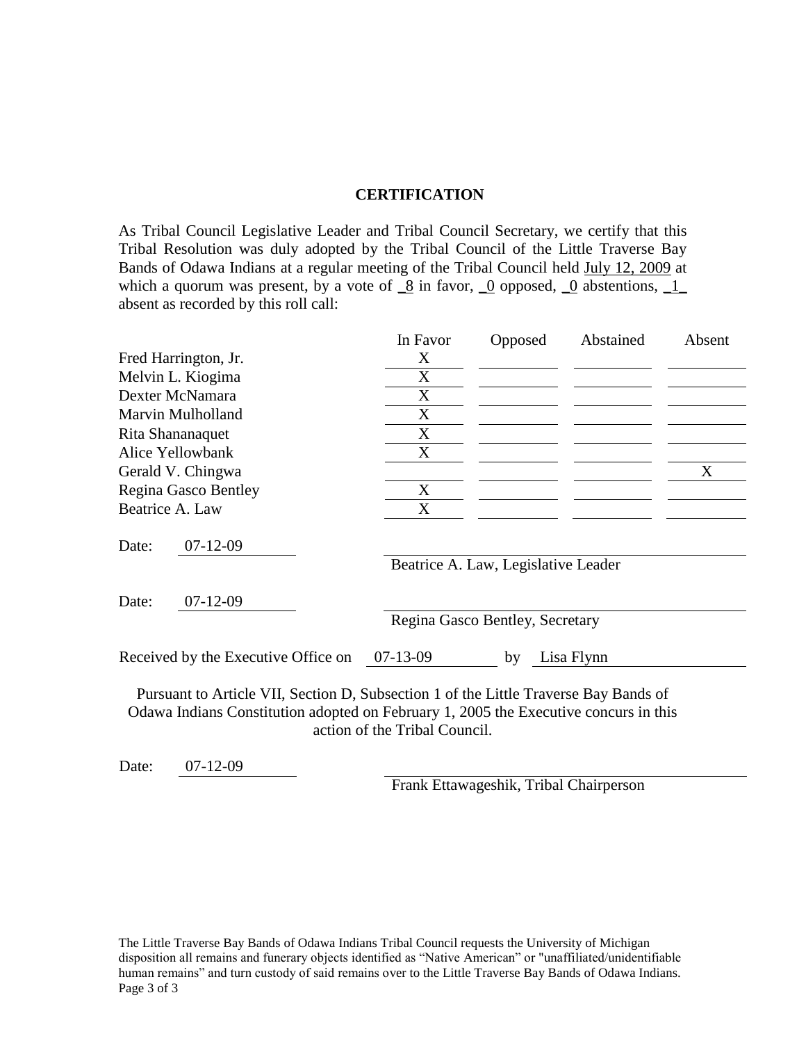## CERTIFICATION

As Tribal Council Legislative Leader and Tribal Council Secretary, we certify that this Tribal Resolution was duly adopted by the Tribal Council of the Little Traverse Bay Bands of Odawa Indians at a regular meeting of the Tribal Council held July 12, 2009 at which a quorum was present, by a vote of 8 in favor, 0 opposed, 0 abstentions, 1 absent as recorded by this roll call:

| | In Favor | Opposed | Abstained | Absent |
|---|---|---|---|---|
| Fred Harrington, Jr. | X | | | |
| Melvin L. Kiogima | X | | | |
| Dexter McNamara | X | | | |
| Marvin Mulholland | X | | | |
| Rita Shananaquet | X | | | |
| Alice Yellowbank | X | | | |
| Gerald V. Chingwa | | | | X |
| Regina Gasco Bentley | X | | | |
| Beatrice A. Law | X | | | |

Date: 07-12-09

Beatrice A. Law, Legislative Leader

Date: 07-12-09

Regina Gasco Bentley, Secretary

Received by the Executive Office on 07-13-09 by Lisa Flynn

Pursuant to Article VII, Section D, Subsection 1 of the Little Traverse Bay Bands of Odawa Indians Constitution adopted on February 1, 2005 the Executive concurs in this action of the Tribal Council.

Date: 07-12-09

Frank Ettawageshik, Tribal Chairperson

The Little Traverse Bay Bands of Odawa Indians Tribal Council requests the University of Michigan disposition all remains and funerary objects identified as "Native American" or "unaffiliated/unidentifiable human remains" and turn custody of said remains over to the Little Traverse Bay Bands of Odawa Indians.